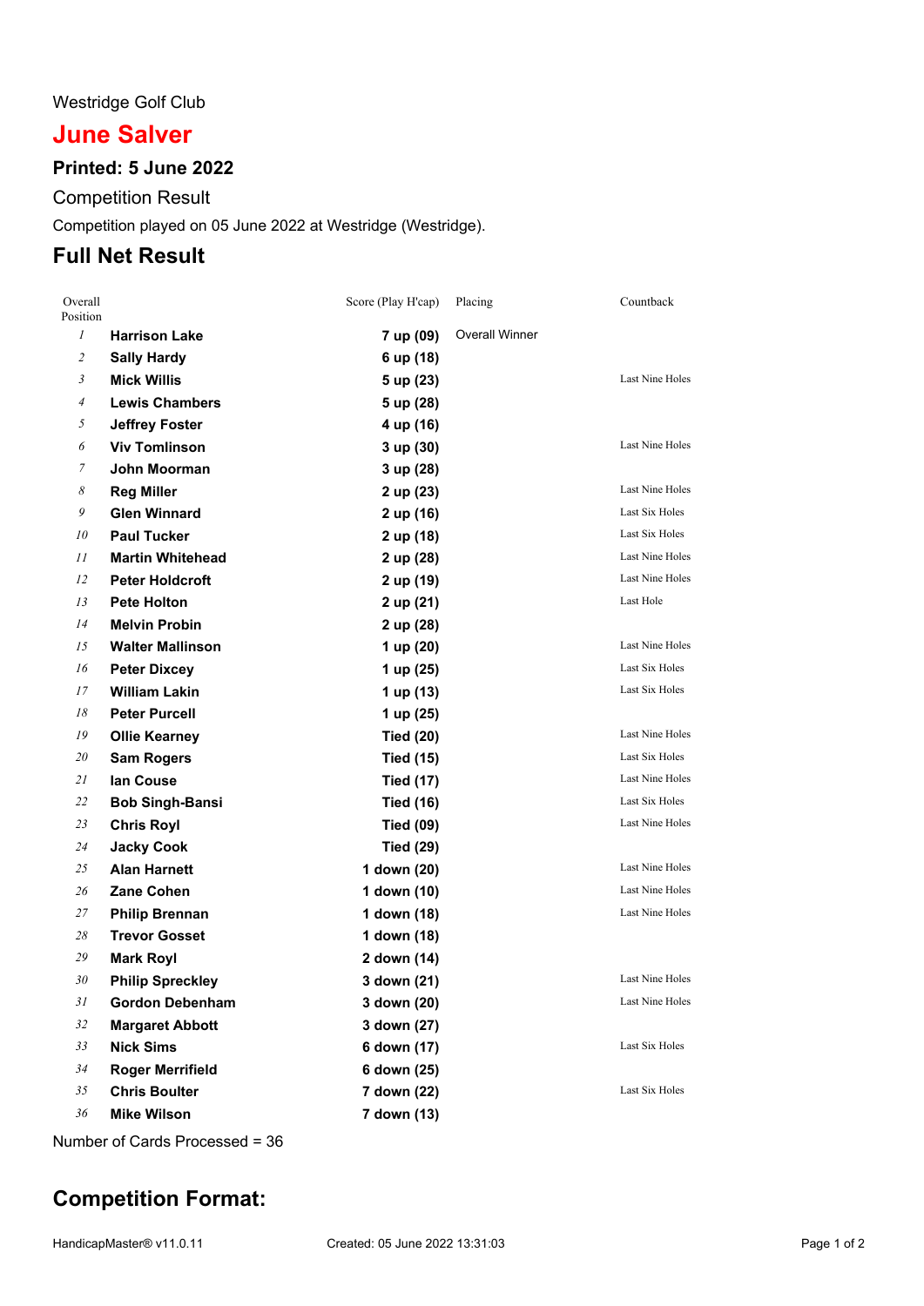Westridge Golf Club

# June Salver

### Printed: 5 June 2022

Competition Result

Competition played on 05 June 2022 at Westridge (Westridge).

## Full Net Result

| Overall Position | | Score (Play H'cap) | Placing | Countback |
|---|---|---|---|---|
| 1 | **Harrison Lake** | **7 up (09)** | Overall Winner | |
| 2 | **Sally Hardy** | **6 up (18)** | | |
| 3 | **Mick Willis** | **5 up (23)** | | Last Nine Holes |
| 4 | **Lewis Chambers** | **5 up (28)** | | |
| 5 | **Jeffrey Foster** | **4 up (16)** | | |
| 6 | **Viv Tomlinson** | **3 up (30)** | | Last Nine Holes |
| 7 | **John Moorman** | **3 up (28)** | | |
| 8 | **Reg Miller** | **2 up (23)** | | Last Nine Holes |
| 9 | **Glen Winnard** | **2 up (16)** | | Last Six Holes |
| 10 | **Paul Tucker** | **2 up (18)** | | Last Six Holes |
| 11 | **Martin Whitehead** | **2 up (28)** | | Last Nine Holes |
| 12 | **Peter Holdcroft** | **2 up (19)** | | Last Nine Holes |
| 13 | **Pete Holton** | **2 up (21)** | | Last Hole |
| 14 | **Melvin Probin** | **2 up (28)** | | |
| 15 | **Walter Mallinson** | **1 up (20)** | | Last Nine Holes |
| 16 | **Peter Dixcey** | **1 up (25)** | | Last Six Holes |
| 17 | **William Lakin** | **1 up (13)** | | Last Six Holes |
| 18 | **Peter Purcell** | **1 up (25)** | | |
| 19 | **Ollie Kearney** | **Tied (20)** | | Last Nine Holes |
| 20 | **Sam Rogers** | **Tied (15)** | | Last Six Holes |
| 21 | **Ian Couse** | **Tied (17)** | | Last Nine Holes |
| 22 | **Bob Singh-Bansi** | **Tied (16)** | | Last Six Holes |
| 23 | **Chris Royl** | **Tied (09)** | | Last Nine Holes |
| 24 | **Jacky Cook** | **Tied (29)** | | |
| 25 | **Alan Harnett** | **1 down (20)** | | Last Nine Holes |
| 26 | **Zane Cohen** | **1 down (10)** | | Last Nine Holes |
| 27 | **Philip Brennan** | **1 down (18)** | | Last Nine Holes |
| 28 | **Trevor Gosset** | **1 down (18)** | | |
| 29 | **Mark Royl** | **2 down (14)** | | |
| 30 | **Philip Spreckley** | **3 down (21)** | | Last Nine Holes |
| 31 | **Gordon Debenham** | **3 down (20)** | | Last Nine Holes |
| 32 | **Margaret Abbott** | **3 down (27)** | | |
| 33 | **Nick Sims** | **6 down (17)** | | Last Six Holes |
| 34 | **Roger Merrifield** | **6 down (25)** | | |
| 35 | **Chris Boulter** | **7 down (22)** | | Last Six Holes |
| 36 | **Mike Wilson** | **7 down (13)** | | |

Number of Cards Processed = 36

## Competition Format:

HandicapMaster® v11.0.11 Created: 05 June 2022 13:31:03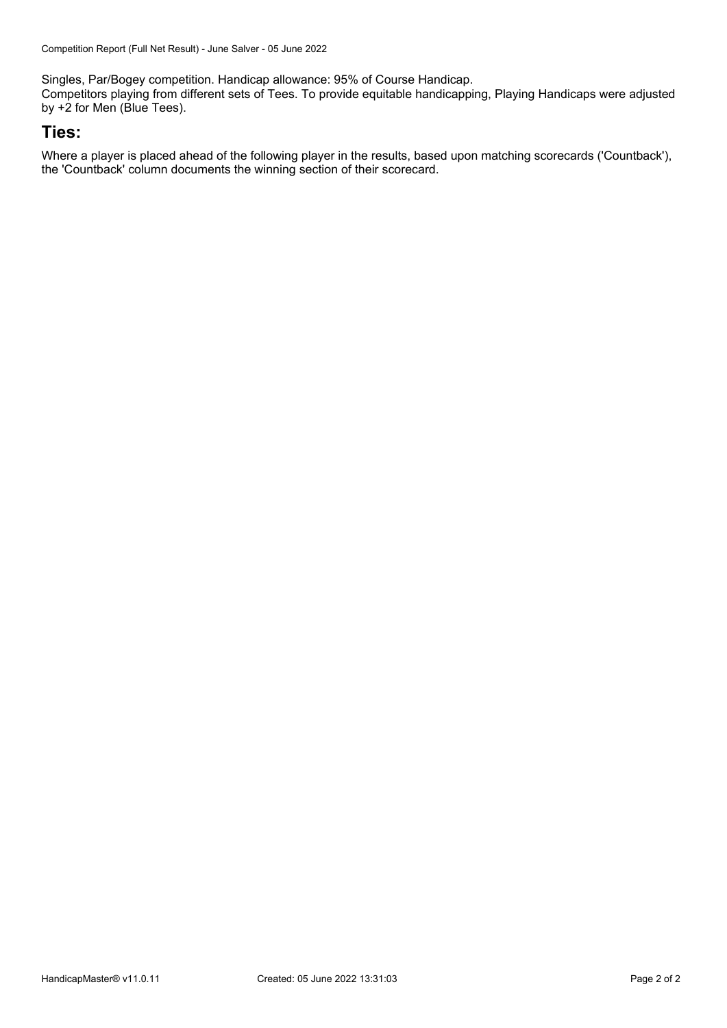Singles, Par/Bogey competition. Handicap allowance: 95% of Course Handicap.
Competitors playing from different sets of Tees. To provide equitable handicapping, Playing Handicaps were adjusted by +2 for Men (Blue Tees).

## Ties:

Where a player is placed ahead of the following player in the results, based upon matching scorecards ('Countback'), the 'Countback' column documents the winning section of their scorecard.